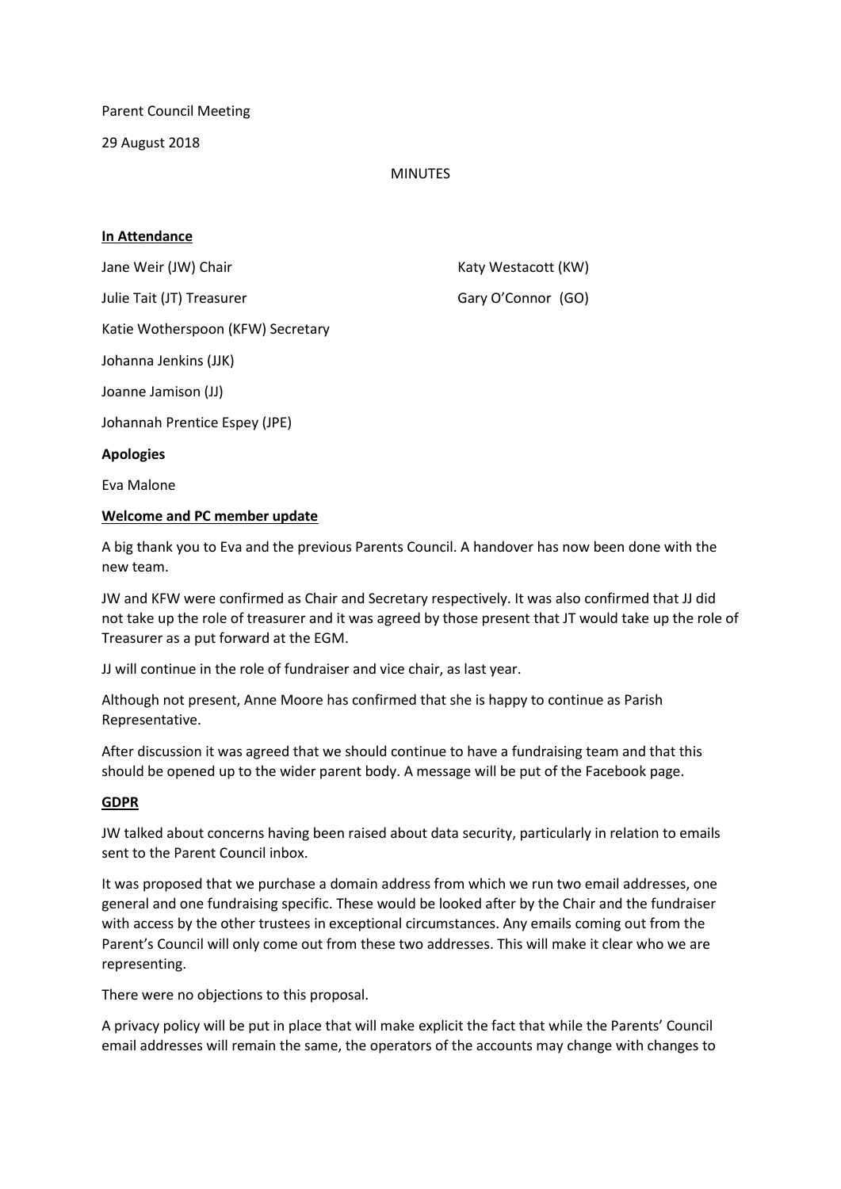Parent Council Meeting

29 August 2018

MINUTES

**In Attendance**

Jane Weir (JW) Chair

Julie Tait (JT) Treasurer

Katie Wotherspoon (KFW) Secretary

Johanna Jenkins (JJK)

Joanne Jamison (JJ)

Johannah Prentice Espey (JPE)

Katy Westacott (KW)

Gary O'Connor (GO)

**Apologies**

Eva Malone

**Welcome and PC member update**

A big thank you to Eva and the previous Parents Council. A handover has now been done with the new team.

JW and KFW were confirmed as Chair and Secretary respectively. It was also confirmed that JJ did not take up the role of treasurer and it was agreed by those present that JT would take up the role of Treasurer as a put forward at the EGM.

JJ will continue in the role of fundraiser and vice chair, as last year.

Although not present, Anne Moore has confirmed that she is happy to continue as Parish Representative.

After discussion it was agreed that we should continue to have a fundraising team and that this should be opened up to the wider parent body. A message will be put of the Facebook page.

**GDPR**

JW talked about concerns having been raised about data security, particularly in relation to emails sent to the Parent Council inbox.

It was proposed that we purchase a domain address from which we run two email addresses, one general and one fundraising specific. These would be looked after by the Chair and the fundraiser with access by the other trustees in exceptional circumstances. Any emails coming out from the Parent's Council will only come out from these two addresses. This will make it clear who we are representing.

There were no objections to this proposal.

A privacy policy will be put in place that will make explicit the fact that while the Parents' Council email addresses will remain the same, the operators of the accounts may change with changes to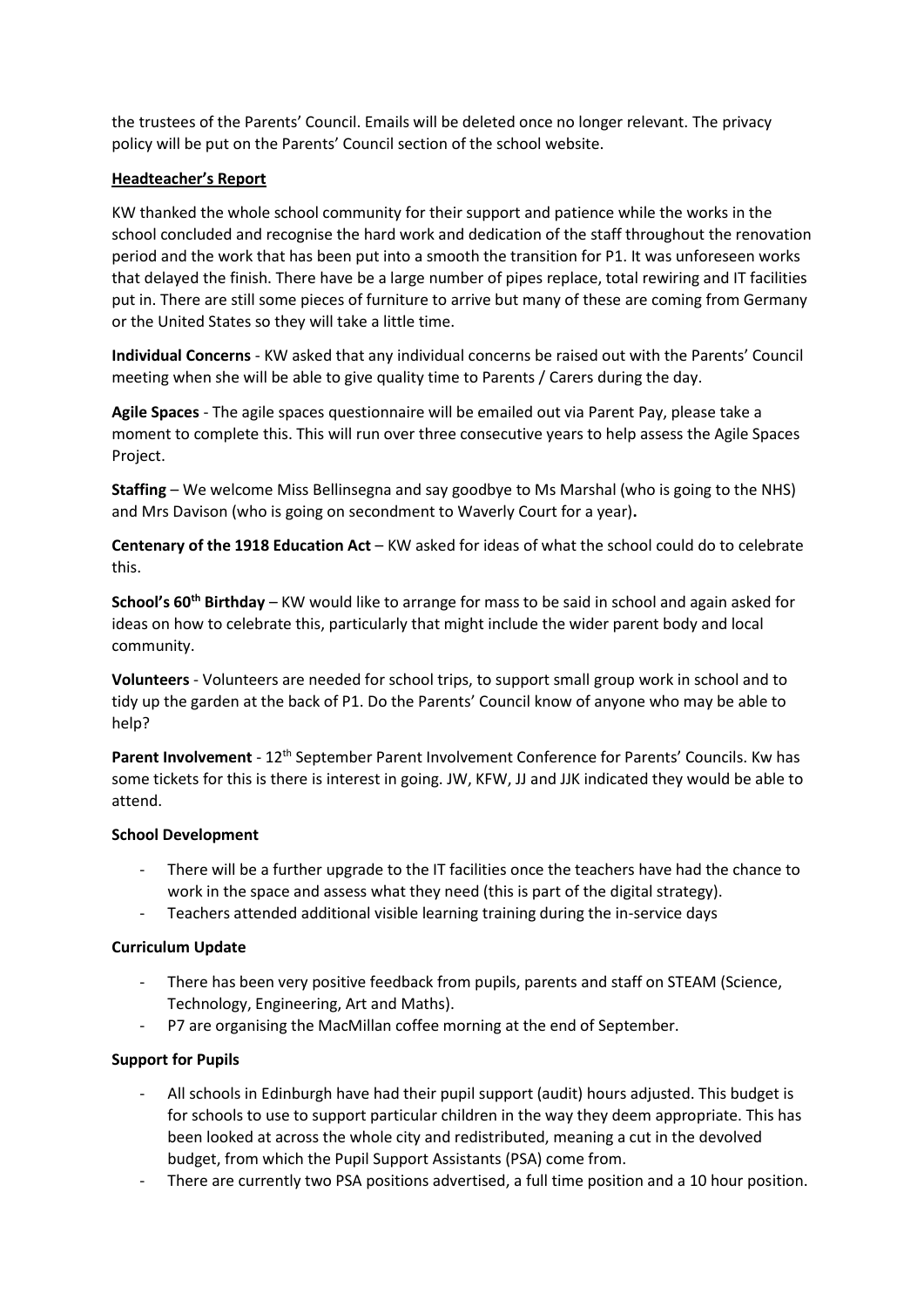the trustees of the Parents' Council. Emails will be deleted once no longer relevant. The privacy policy will be put on the Parents' Council section of the school website.

**Headteacher's Report**

KW thanked the whole school community for their support and patience while the works in the school concluded and recognise the hard work and dedication of the staff throughout the renovation period and the work that has been put into a smooth the transition for P1. It was unforeseen works that delayed the finish. There have be a large number of pipes replace, total rewiring and IT facilities put in. There are still some pieces of furniture to arrive but many of these are coming from Germany or the United States so they will take a little time.

**Individual Concerns** - KW asked that any individual concerns be raised out with the Parents' Council meeting when she will be able to give quality time to Parents / Carers during the day.

**Agile Spaces** - The agile spaces questionnaire will be emailed out via Parent Pay, please take a moment to complete this. This will run over three consecutive years to help assess the Agile Spaces Project.

**Staffing** – We welcome Miss Bellinsegna and say goodbye to Ms Marshal (who is going to the NHS) and Mrs Davison (who is going on secondment to Waverly Court for a year)**.**

**Centenary of the 1918 Education Act** – KW asked for ideas of what the school could do to celebrate this.

**School's 60th Birthday** – KW would like to arrange for mass to be said in school and again asked for ideas on how to celebrate this, particularly that might include the wider parent body and local community.

**Volunteers** - Volunteers are needed for school trips, to support small group work in school and to tidy up the garden at the back of P1. Do the Parents' Council know of anyone who may be able to help?

**Parent Involvement** - 12th September Parent Involvement Conference for Parents' Councils. Kw has some tickets for this is there is interest in going. JW, KFW, JJ and JJK indicated they would be able to attend.

**School Development**

- There will be a further upgrade to the IT facilities once the teachers have had the chance to work in the space and assess what they need (this is part of the digital strategy).
- Teachers attended additional visible learning training during the in-service days

**Curriculum Update**

- There has been very positive feedback from pupils, parents and staff on STEAM (Science, Technology, Engineering, Art and Maths).
- P7 are organising the MacMillan coffee morning at the end of September.

**Support for Pupils**

- All schools in Edinburgh have had their pupil support (audit) hours adjusted. This budget is for schools to use to support particular children in the way they deem appropriate. This has been looked at across the whole city and redistributed, meaning a cut in the devolved budget, from which the Pupil Support Assistants (PSA) come from.
- There are currently two PSA positions advertised, a full time position and a 10 hour position.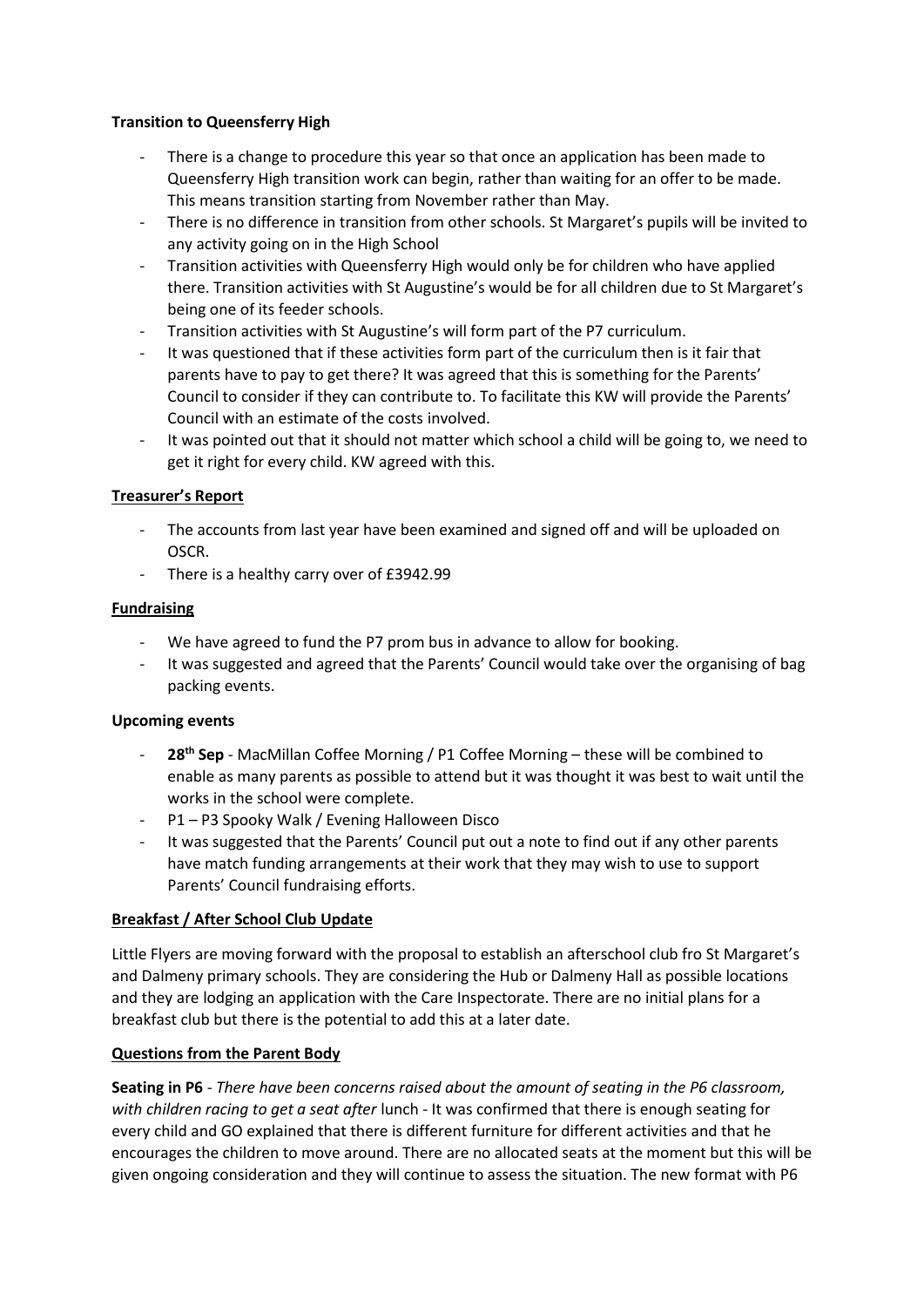**Transition to Queensferry High**

- There is a change to procedure this year so that once an application has been made to Queensferry High transition work can begin, rather than waiting for an offer to be made. This means transition starting from November rather than May.
- There is no difference in transition from other schools. St Margaret's pupils will be invited to any activity going on in the High School
- Transition activities with Queensferry High would only be for children who have applied there. Transition activities with St Augustine's would be for all children due to St Margaret's being one of its feeder schools.
- Transition activities with St Augustine's will form part of the P7 curriculum.
- It was questioned that if these activities form part of the curriculum then is it fair that parents have to pay to get there? It was agreed that this is something for the Parents' Council to consider if they can contribute to. To facilitate this KW will provide the Parents' Council with an estimate of the costs involved.
- It was pointed out that it should not matter which school a child will be going to, we need to get it right for every child. KW agreed with this.

**Treasurer's Report**

- The accounts from last year have been examined and signed off and will be uploaded on OSCR.
- There is a healthy carry over of £3942.99

**Fundraising**

- We have agreed to fund the P7 prom bus in advance to allow for booking.
- It was suggested and agreed that the Parents' Council would take over the organising of bag packing events.

**Upcoming events**

- **28th Sep** - MacMillan Coffee Morning / P1 Coffee Morning – these will be combined to enable as many parents as possible to attend but it was thought it was best to wait until the works in the school were complete.
- P1 – P3 Spooky Walk / Evening Halloween Disco
- It was suggested that the Parents' Council put out a note to find out if any other parents have match funding arrangements at their work that they may wish to use to support Parents' Council fundraising efforts.

**Breakfast / After School Club Update**

Little Flyers are moving forward with the proposal to establish an afterschool club fro St Margaret's and Dalmeny primary schools. They are considering the Hub or Dalmeny Hall as possible locations and they are lodging an application with the Care Inspectorate. There are no initial plans for a breakfast club but there is the potential to add this at a later date.

**Questions from the Parent Body**

**Seating in P6** - *There have been concerns raised about the amount of seating in the P6 classroom, with children racing to get a seat after* lunch - It was confirmed that there is enough seating for every child and GO explained that there is different furniture for different activities and that he encourages the children to move around. There are no allocated seats at the moment but this will be given ongoing consideration and they will continue to assess the situation. The new format with P6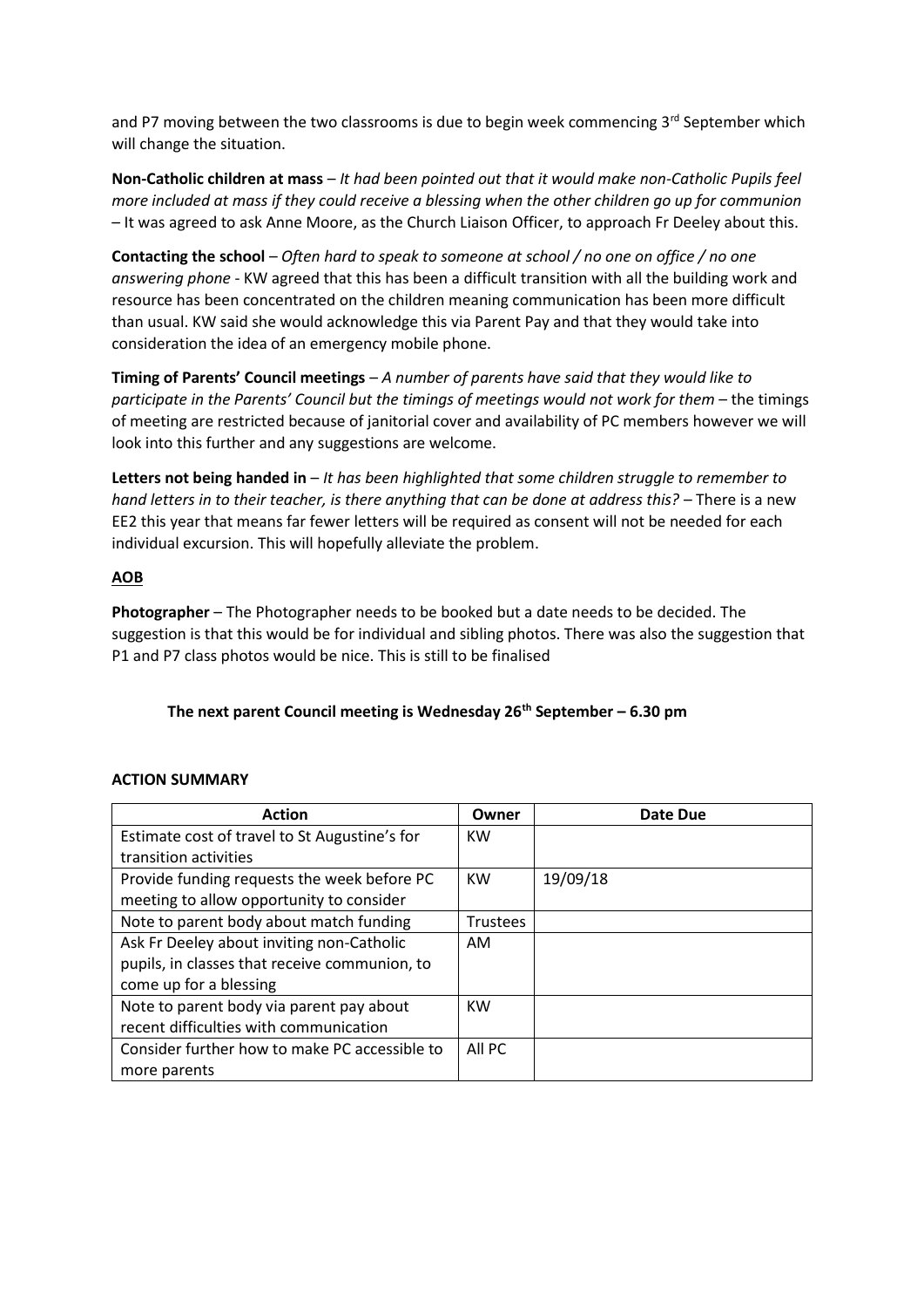and P7 moving between the two classrooms is due to begin week commencing 3rd September which will change the situation.

**Non-Catholic children at mass** – *It had been pointed out that it would make non-Catholic Pupils feel more included at mass if they could receive a blessing when the other children go up for communion* – It was agreed to ask Anne Moore, as the Church Liaison Officer, to approach Fr Deeley about this.

**Contacting the school** – *Often hard to speak to someone at school / no one on office / no one answering phone* - KW agreed that this has been a difficult transition with all the building work and resource has been concentrated on the children meaning communication has been more difficult than usual. KW said she would acknowledge this via Parent Pay and that they would take into consideration the idea of an emergency mobile phone.

**Timing of Parents' Council meetings** – *A number of parents have said that they would like to participate in the Parents' Council but the timings of meetings would not work for them* – the timings of meeting are restricted because of janitorial cover and availability of PC members however we will look into this further and any suggestions are welcome.

**Letters not being handed in** – *It has been highlighted that some children struggle to remember to hand letters in to their teacher, is there anything that can be done at address this?* – There is a new EE2 this year that means far fewer letters will be required as consent will not be needed for each individual excursion. This will hopefully alleviate the problem.

## AOB

**Photographer** – The Photographer needs to be booked but a date needs to be decided. The suggestion is that this would be for individual and sibling photos. There was also the suggestion that P1 and P7 class photos would be nice. This is still to be finalised

**The next parent Council meeting is Wednesday 26th September – 6.30 pm**

**ACTION SUMMARY**

| Action | Owner | Date Due |
|---|---|---|
| Estimate cost of travel to St Augustine's for transition activities | KW | |
| Provide funding requests the week before PC meeting to allow opportunity to consider | KW | 19/09/18 |
| Note to parent body about match funding | Trustees | |
| Ask Fr Deeley about inviting non-Catholic pupils, in classes that receive communion, to come up for a blessing | AM | |
| Note to parent body via parent pay about recent difficulties with communication | KW | |
| Consider further how to make PC accessible to more parents | All PC | |